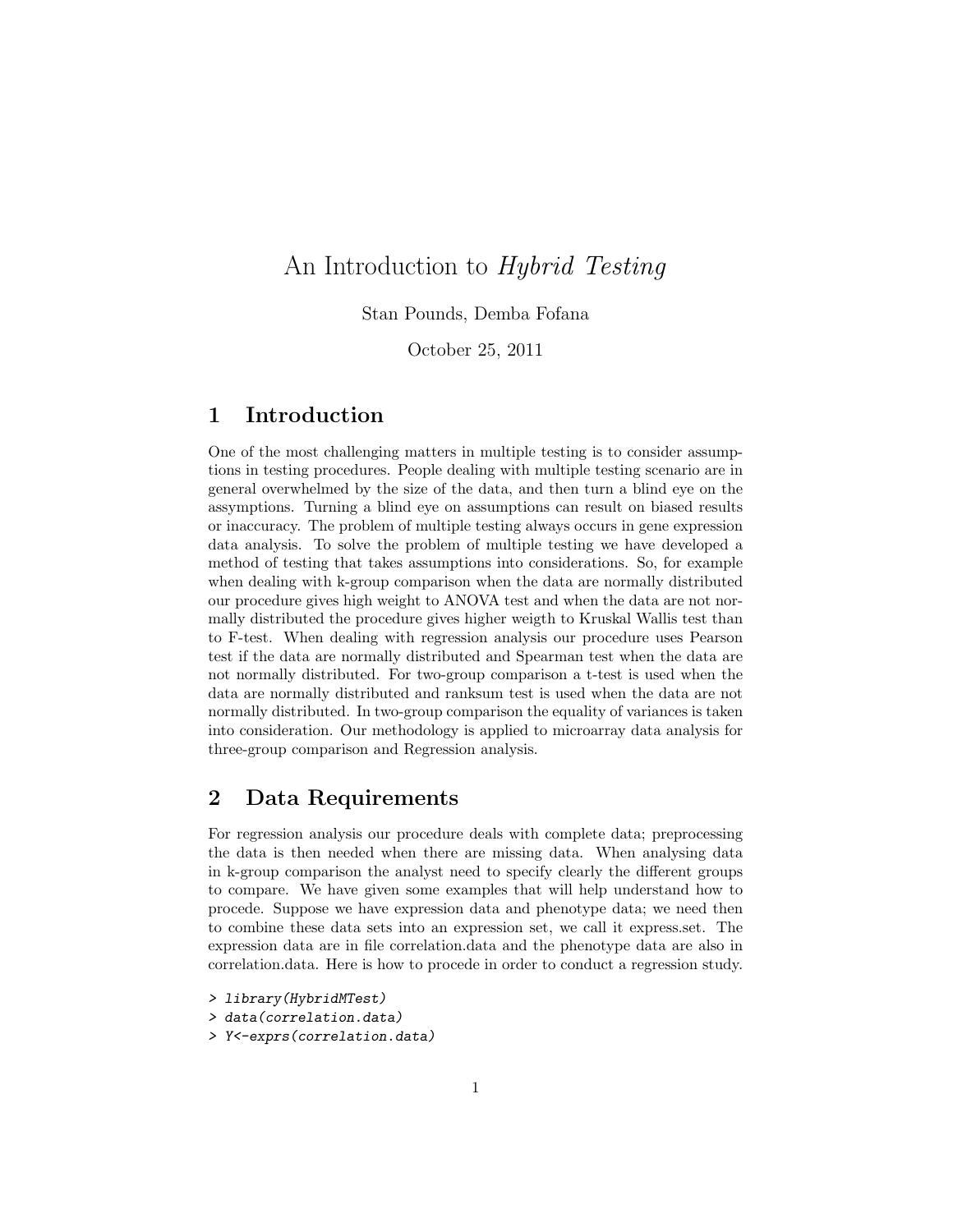# An Introduction to *Hybrid Testing*

Stan Pounds, Demba Fofana

October 25, 2011

## 1 Introduction

One of the most challenging matters in multiple testing is to consider assumptions in testing procedures. People dealing with multiple testing scenario are in general overwhelmed by the size of the data, and then turn a blind eye on the assymptions. Turning a blind eye on assumptions can result on biased results or inaccuracy. The problem of multiple testing always occurs in gene expression data analysis. To solve the problem of multiple testing we have developed a method of testing that takes assumptions into considerations. So, for example when dealing with k-group comparison when the data are normally distributed our procedure gives high weight to ANOVA test and when the data are not normally distributed the procedure gives higher weigth to Kruskal Wallis test than to F-test. When dealing with regression analysis our procedure uses Pearson test if the data are normally distributed and Spearman test when the data are not normally distributed. For two-group comparison a t-test is used when the data are normally distributed and ranksum test is used when the data are not normally distributed. In two-group comparison the equality of variances is taken into consideration. Our methodology is applied to microarray data analysis for three-group comparison and Regression analysis.

## 2 Data Requirements

For regression analysis our procedure deals with complete data; preprocessing the data is then needed when there are missing data. When analysing data in k-group comparison the analyst need to specify clearly the different groups to compare. We have given some examples that will help understand how to procede. Suppose we have expression data and phenotype data; we need then to combine these data sets into an expression set, we call it express.set. The expression data are in file correlation.data and the phenotype data are also in correlation.data. Here is how to procede in order to conduct a regression study.

```
> library(HybridMTest)
> data(correlation.data)
> Y<-exprs(correlation.data)
```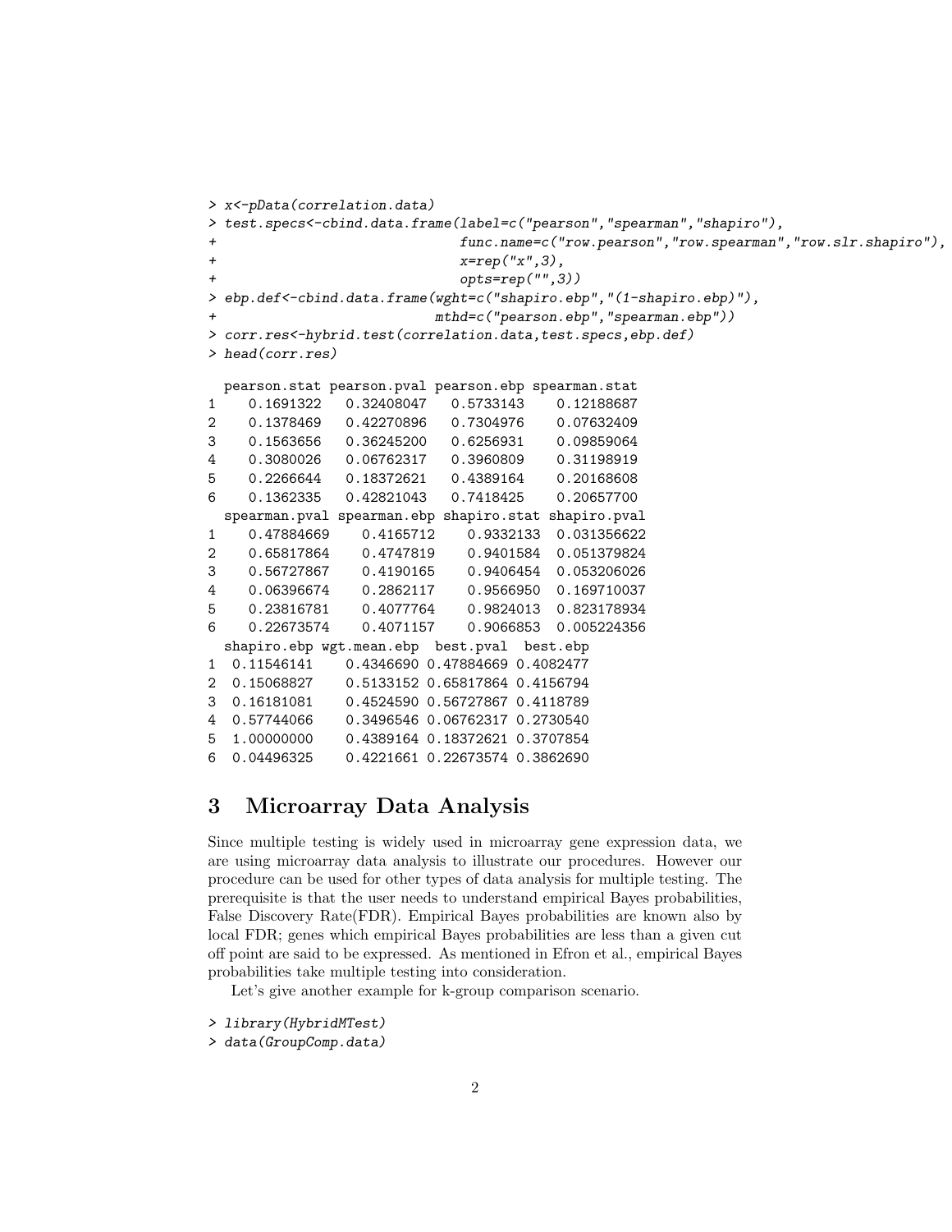```
> x<-pData(correlation.data)
> test.specs<-cbind.data.frame(label=c("pearson","spearman","shapiro"),
+                              func.name=c("row.pearson","row.spearman","row.slr.shapiro"),
+                              x=rep("x",3),
+                              opts=rep("",3))
> ebp.def<-cbind.data.frame(wght=c("shapiro.ebp","(1-shapiro.ebp)"),
+                           mthd=c("pearson.ebp","spearman.ebp"))
> corr.res<-hybrid.test(correlation.data,test.specs,ebp.def)
> head(corr.res)

  pearson.stat pearson.pval pearson.ebp spearman.stat
1    0.1691322   0.32408047   0.5733143    0.12188687
2    0.1378469   0.42270896   0.7304976    0.07632409
3    0.1563656   0.36245200   0.6256931    0.09859064
4    0.3080026   0.06762317   0.3960809    0.31198919
5    0.2266644   0.18372621   0.4389164    0.20168608
6    0.1362335   0.42821043   0.7418425    0.20657700
  spearman.pval spearman.ebp shapiro.stat shapiro.pval
1    0.47884669    0.4165712    0.9332133  0.031356622
2    0.65817864    0.4747819    0.9401584  0.051379824
3    0.56727867    0.4190165    0.9406454  0.053206026
4    0.06396674    0.2862117    0.9566950  0.169710037
5    0.23816781    0.4077764    0.9824013  0.823178934
6    0.22673574    0.4071157    0.9066853  0.005224356
  shapiro.ebp wgt.mean.ebp  best.pval  best.ebp
1  0.11546141    0.4346690 0.47884669 0.4082477
2  0.15068827    0.5133152 0.65817864 0.4156794
3  0.16181081    0.4524590 0.56727867 0.4118789
4  0.57744066    0.3496546 0.06762317 0.2730540
5  1.00000000    0.4389164 0.18372621 0.3707854
6  0.04496325    0.4221661 0.22673574 0.3862690
```

## 3 Microarray Data Analysis

Since multiple testing is widely used in microarray gene expression data, we are using microarray data analysis to illustrate our procedures. However our procedure can be used for other types of data analysis for multiple testing. The prerequisite is that the user needs to understand empirical Bayes probabilities, False Discovery Rate(FDR). Empirical Bayes probabilities are known also by local FDR; genes which empirical Bayes probabilities are less than a given cut off point are said to be expressed. As mentioned in Efron et al., empirical Bayes probabilities take multiple testing into consideration.

Let's give another example for k-group comparison scenario.

```
> library(HybridMTest)
> data(GroupComp.data)
```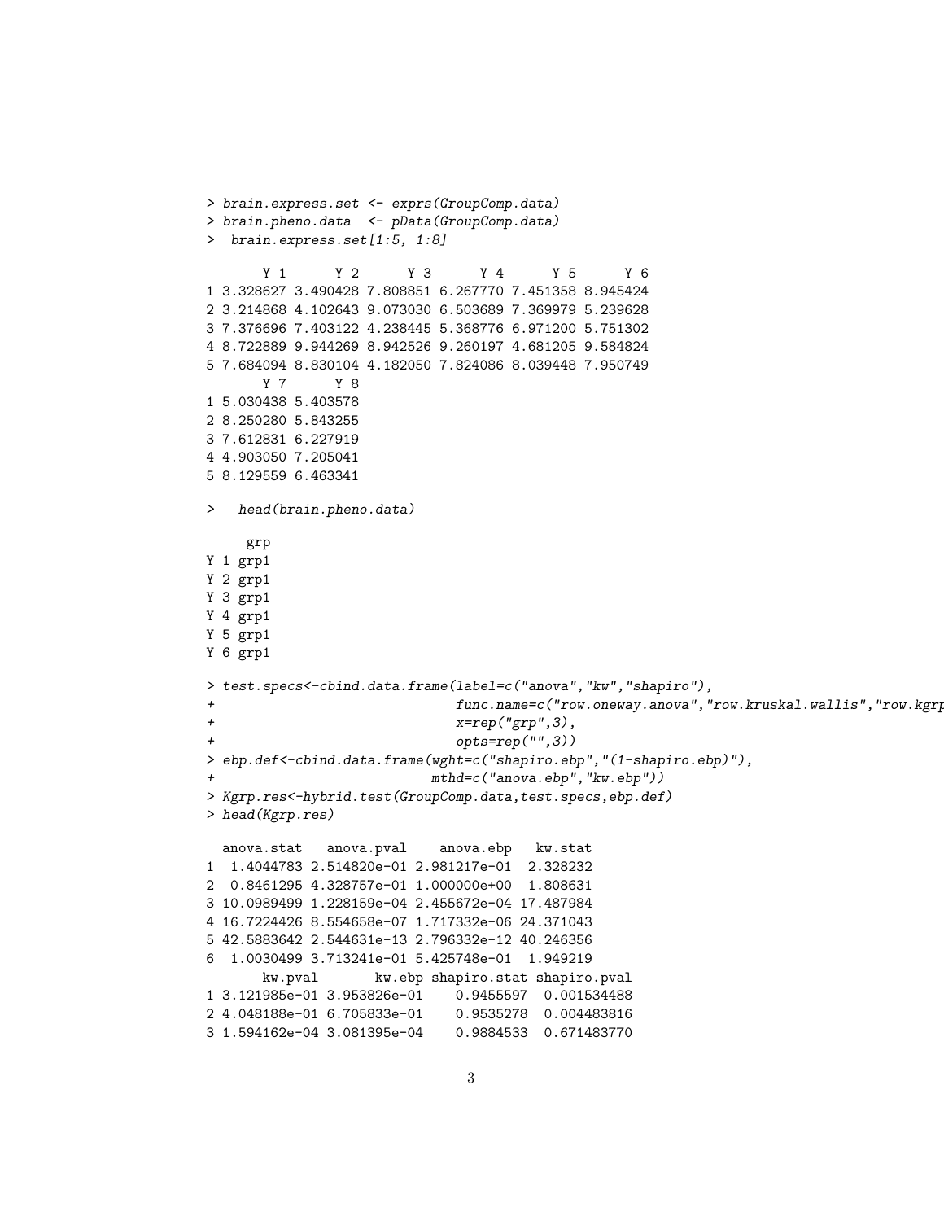```
> brain.express.set <- exprs(GroupComp.data)
> brain.pheno.data  <- pData(GroupComp.data)
>  brain.express.set[1:5, 1:8]

       Y 1      Y 2      Y 3      Y 4      Y 5      Y 6
1 3.328627 3.490428 7.808851 6.267770 7.451358 8.945424
2 3.214868 4.102643 9.073030 6.503689 7.369979 5.239628
3 7.376696 7.403122 4.238445 5.368776 6.971200 5.751302
4 8.722889 9.944269 8.942526 9.260197 4.681205 9.584824
5 7.684094 8.830104 4.182050 7.824086 8.039448 7.950749
       Y 7      Y 8
1 5.030438 5.403578
2 8.250280 5.843255
3 7.612831 6.227919
4 4.903050 7.205041
5 8.129559 6.463341

>   head(brain.pheno.data)

     grp
Y 1 grp1
Y 2 grp1
Y 3 grp1
Y 4 grp1
Y 5 grp1
Y 6 grp1

> test.specs<-cbind.data.frame(label=c("anova","kw","shapiro"),
+                              func.name=c("row.oneway.anova","row.kruskal.wallis","row.kgrp
+                              x=rep("grp",3),
+                              opts=rep("",3))
> ebp.def<-cbind.data.frame(wght=c("shapiro.ebp","(1-shapiro.ebp)"),
+                           mthd=c("anova.ebp","kw.ebp"))
> Kgrp.res<-hybrid.test(GroupComp.data,test.specs,ebp.def)
> head(Kgrp.res)

  anova.stat   anova.pval    anova.ebp   kw.stat
1  1.4044783 2.514820e-01 2.981217e-01  2.328232
2  0.8461295 4.328757e-01 1.000000e+00  1.808631
3 10.0989499 1.228159e-04 2.455672e-04 17.487984
4 16.7224426 8.554658e-07 1.717332e-06 24.371043
5 42.5883642 2.544631e-13 2.796332e-12 40.246356
6  1.0030499 3.713241e-01 5.425748e-01  1.949219
       kw.pval       kw.ebp shapiro.stat shapiro.pval
1 3.121985e-01 3.953826e-01    0.9455597  0.001534488
2 4.048188e-01 6.705833e-01    0.9535278  0.004483816
3 1.594162e-04 3.081395e-04    0.9884533  0.671483770
```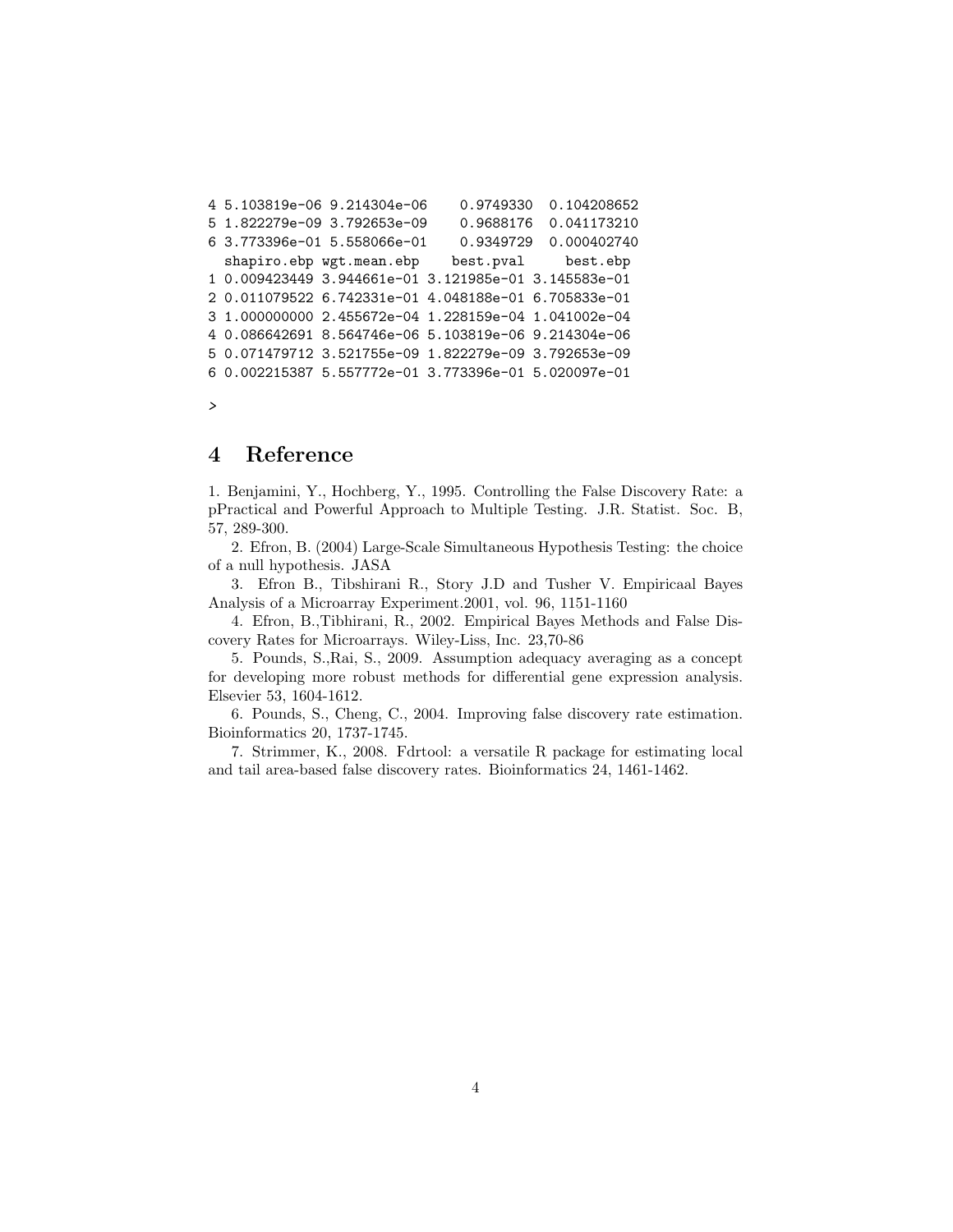```
4 5.103819e-06 9.214304e-06    0.9749330  0.104208652
5 1.822279e-09 3.792653e-09    0.9688176  0.041173210
6 3.773396e-01 5.558066e-01    0.9349729  0.000402740
  shapiro.ebp wgt.mean.ebp    best.pval     best.ebp
1 0.009423449 3.944661e-01 3.121985e-01 3.145583e-01
2 0.011079522 6.742331e-01 4.048188e-01 6.705833e-01
3 1.000000000 2.455672e-04 1.228159e-04 1.041002e-04
4 0.086642691 8.564746e-06 5.103819e-06 9.214304e-06
5 0.071479712 3.521755e-09 1.822279e-09 3.792653e-09
6 0.002215387 5.557772e-01 3.773396e-01 5.020097e-01

>
```

## 4 Reference

1. Benjamini, Y., Hochberg, Y., 1995. Controlling the False Discovery Rate: a pPractical and Powerful Approach to Multiple Testing. J.R. Statist. Soc. B, 57, 289-300.

2. Efron, B. (2004) Large-Scale Simultaneous Hypothesis Testing: the choice of a null hypothesis. JASA

3. Efron B., Tibshirani R., Story J.D and Tusher V. Empiricaal Bayes Analysis of a Microarray Experiment.2001, vol. 96, 1151-1160

4. Efron, B.,Tibhirani, R., 2002. Empirical Bayes Methods and False Discovery Rates for Microarrays. Wiley-Liss, Inc. 23,70-86

5. Pounds, S.,Rai, S., 2009. Assumption adequacy averaging as a concept for developing more robust methods for differential gene expression analysis. Elsevier 53, 1604-1612.

6. Pounds, S., Cheng, C., 2004. Improving false discovery rate estimation. Bioinformatics 20, 1737-1745.

7. Strimmer, K., 2008. Fdrtool: a versatile R package for estimating local and tail area-based false discovery rates. Bioinformatics 24, 1461-1462.